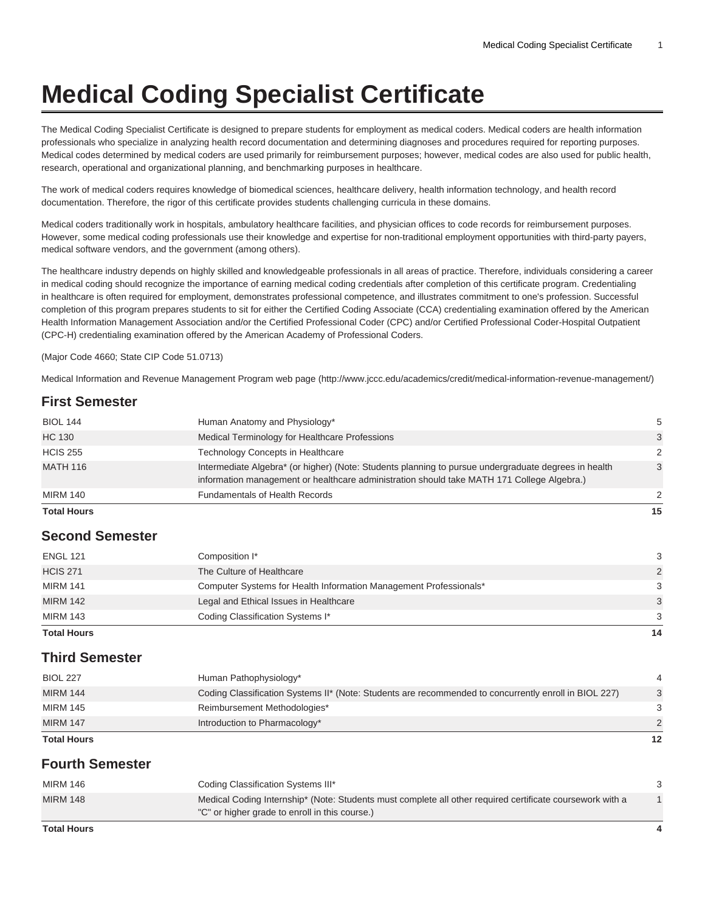# Medical Coding Specialist Certificate

The Medical Coding Specialist Certificate is designed to prepare students for employment as medical coders. Medical coders are health information professionals who specialize in analyzing health record documentation and determining diagnoses and procedures required for reporting purposes. Medical codes determined by medical coders are used primarily for reimbursement purposes; however, medical codes are also used for public health, research, operational and organizational planning, and benchmarking purposes in healthcare.

The work of medical coders requires knowledge of biomedical sciences, healthcare delivery, health information technology, and health record documentation. Therefore, the rigor of this certificate provides students challenging curricula in these domains.

Medical coders traditionally work in hospitals, ambulatory healthcare facilities, and physician offices to code records for reimbursement purposes. However, some medical coding professionals use their knowledge and expertise for non-traditional employment opportunities with third-party payers, medical software vendors, and the government (among others).

The healthcare industry depends on highly skilled and knowledgeable professionals in all areas of practice. Therefore, individuals considering a career in medical coding should recognize the importance of earning medical coding credentials after completion of this certificate program. Credentialing in healthcare is often required for employment, demonstrates professional competence, and illustrates commitment to one's profession. Successful completion of this program prepares students to sit for either the Certified Coding Associate (CCA) credentialing examination offered by the American Health Information Management Association and/or the Certified Professional Coder (CPC) and/or Certified Professional Coder-Hospital Outpatient (CPC-H) credentialing examination offered by the American Academy of Professional Coders.

(Major Code 4660; State CIP Code 51.0713)

Medical Information and Revenue Management Program web page (http://www.jccc.edu/academics/credit/medical-information-revenue-management/)

## First Semester

| | | |
|---|---|---|
| BIOL 144 | Human Anatomy and Physiology* | 5 |
| HC 130 | Medical Terminology for Healthcare Professions | 3 |
| HCIS 255 | Technology Concepts in Healthcare | 2 |
| MATH 116 | Intermediate Algebra* (or higher) (Note: Students planning to pursue undergraduate degrees in health information management or healthcare administration should take MATH 171 College Algebra.) | 3 |
| MIRM 140 | Fundamentals of Health Records | 2 |
| **Total Hours** | | **15** |

## Second Semester

| | | |
|---|---|---|
| ENGL 121 | Composition I* | 3 |
| HCIS 271 | The Culture of Healthcare | 2 |
| MIRM 141 | Computer Systems for Health Information Management Professionals* | 3 |
| MIRM 142 | Legal and Ethical Issues in Healthcare | 3 |
| MIRM 143 | Coding Classification Systems I* | 3 |
| **Total Hours** | | **14** |

## Third Semester

| | | |
|---|---|---|
| BIOL 227 | Human Pathophysiology* | 4 |
| MIRM 144 | Coding Classification Systems II* (Note: Students are recommended to concurrently enroll in BIOL 227) | 3 |
| MIRM 145 | Reimbursement Methodologies* | 3 |
| MIRM 147 | Introduction to Pharmacology* | 2 |
| **Total Hours** | | **12** |

## Fourth Semester

| | | |
|---|---|---|
| MIRM 146 | Coding Classification Systems III* | 3 |
| MIRM 148 | Medical Coding Internship* (Note: Students must complete all other required certificate coursework with a "C" or higher grade to enroll in this course.) | 1 |
| **Total Hours** | | **4** |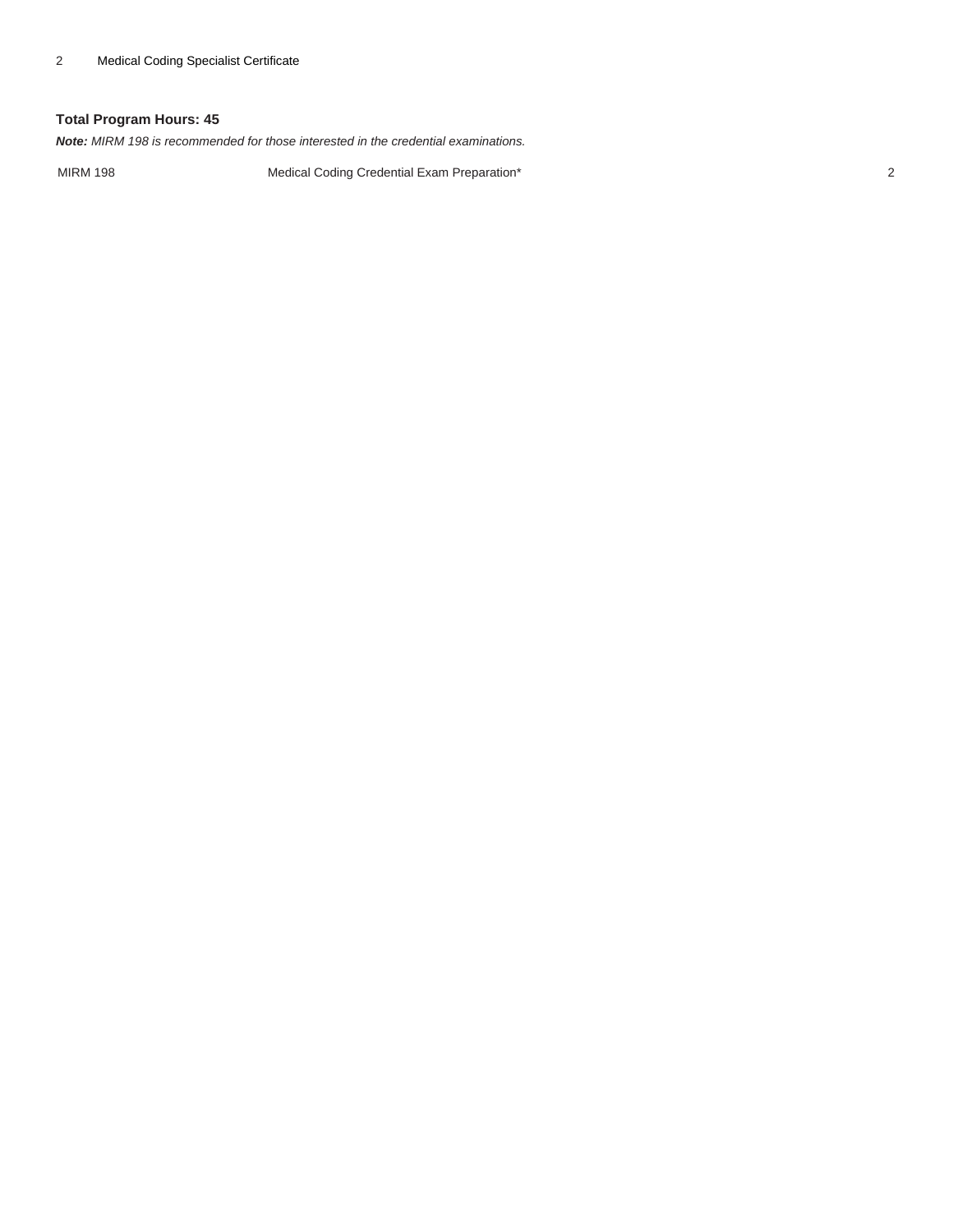**Total Program Hours: 45**

***Note:*** *MIRM 198 is recommended for those interested in the credential examinations.*

| | | |
|---|---|---|
| MIRM 198 | Medical Coding Credential Exam Preparation* | 2 |